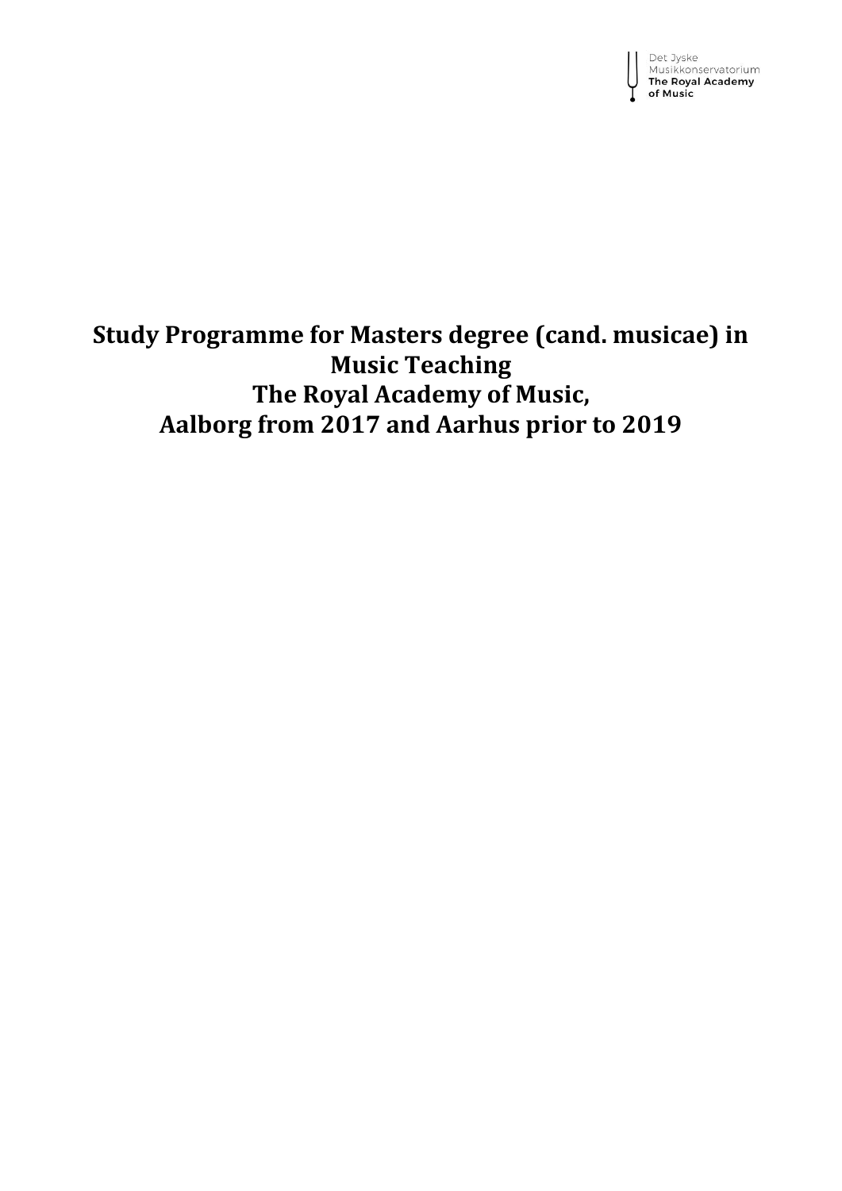Det Jyske Musikkonservatorium
**The Royal Academy of Music**

# Study Programme for Masters degree (cand. musicae) in Music Teaching
# The Royal Academy of Music,
# Aalborg from 2017 and Aarhus prior to 2019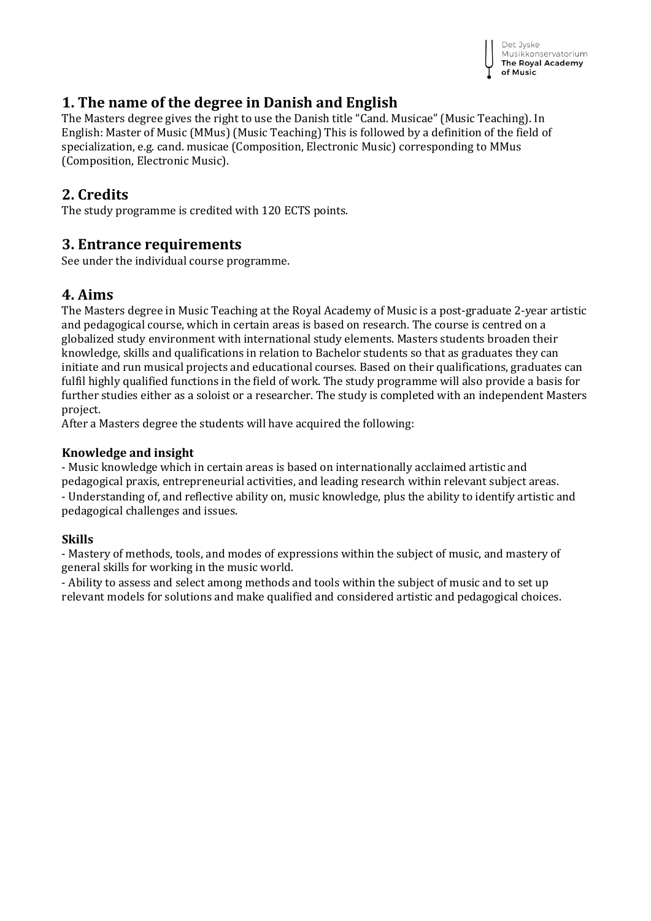## 1. The name of the degree in Danish and English

The Masters degree gives the right to use the Danish title "Cand. Musicae" (Music Teaching). In English: Master of Music (MMus) (Music Teaching) This is followed by a definition of the field of specialization, e.g. cand. musicae (Composition, Electronic Music) corresponding to MMus (Composition, Electronic Music).

## 2. Credits

The study programme is credited with 120 ECTS points.

## 3. Entrance requirements

See under the individual course programme.

## 4. Aims

The Masters degree in Music Teaching at the Royal Academy of Music is a post-graduate 2-year artistic and pedagogical course, which in certain areas is based on research. The course is centred on a globalized study environment with international study elements. Masters students broaden their knowledge, skills and qualifications in relation to Bachelor students so that as graduates they can initiate and run musical projects and educational courses. Based on their qualifications, graduates can fulfil highly qualified functions in the field of work. The study programme will also provide a basis for further studies either as a soloist or a researcher. The study is completed with an independent Masters project.

After a Masters degree the students will have acquired the following:

### Knowledge and insight

- Music knowledge which in certain areas is based on internationally acclaimed artistic and pedagogical praxis, entrepreneurial activities, and leading research within relevant subject areas.
- Understanding of, and reflective ability on, music knowledge, plus the ability to identify artistic and pedagogical challenges and issues.

### Skills

- Mastery of methods, tools, and modes of expressions within the subject of music, and mastery of general skills for working in the music world.
- Ability to assess and select among methods and tools within the subject of music and to set up relevant models for solutions and make qualified and considered artistic and pedagogical choices.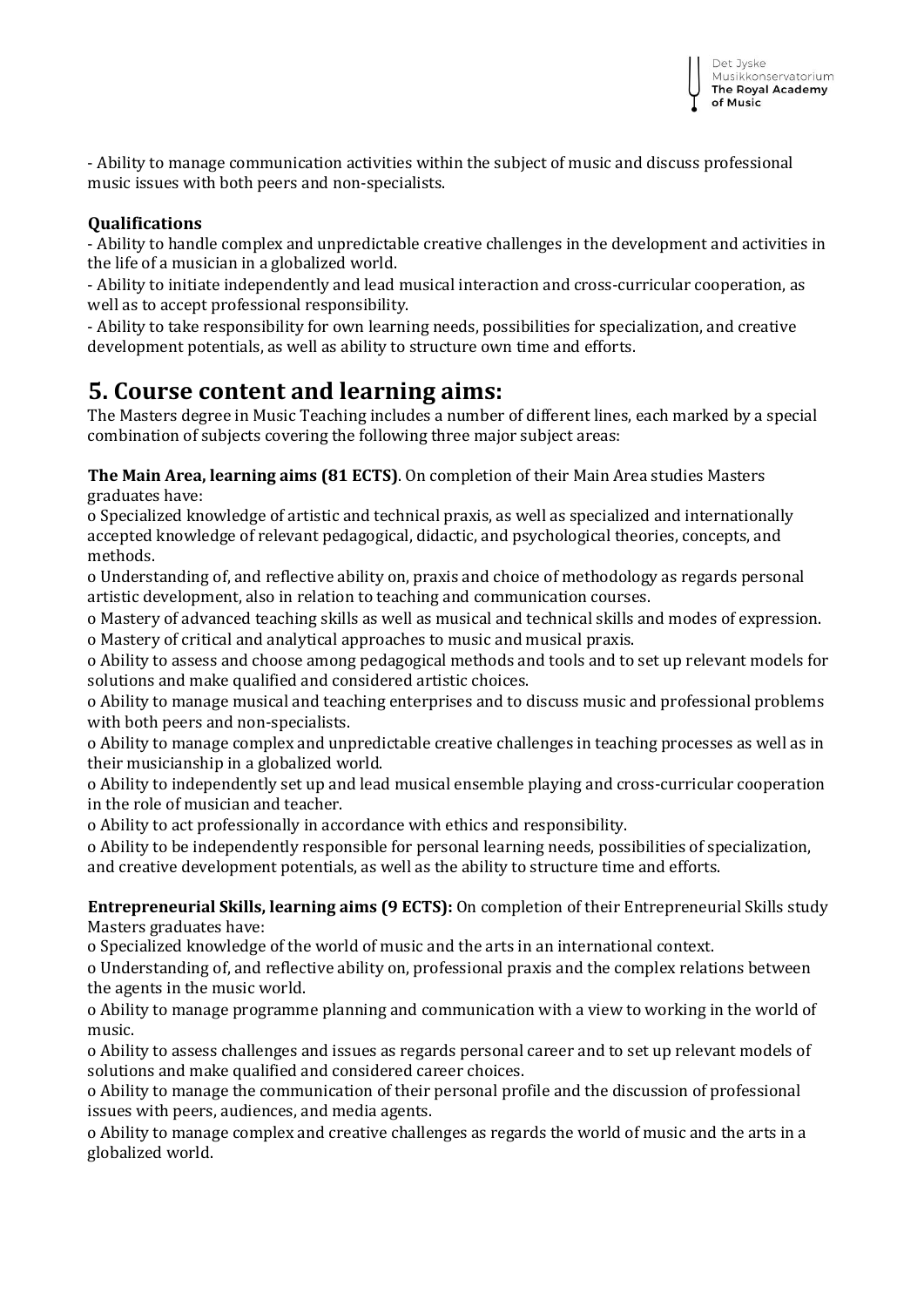- Ability to manage communication activities within the subject of music and discuss professional music issues with both peers and non-specialists.

**Qualifications**
- Ability to handle complex and unpredictable creative challenges in the development and activities in the life of a musician in a globalized world.
- Ability to initiate independently and lead musical interaction and cross-curricular cooperation, as well as to accept professional responsibility.
- Ability to take responsibility for own learning needs, possibilities for specialization, and creative development potentials, as well as ability to structure own time and efforts.

# 5. Course content and learning aims:

The Masters degree in Music Teaching includes a number of different lines, each marked by a special combination of subjects covering the following three major subject areas:

**The Main Area, learning aims (81 ECTS)**. On completion of their Main Area studies Masters graduates have:

o Specialized knowledge of artistic and technical praxis, as well as specialized and internationally accepted knowledge of relevant pedagogical, didactic, and psychological theories, concepts, and methods.
o Understanding of, and reflective ability on, praxis and choice of methodology as regards personal artistic development, also in relation to teaching and communication courses.
o Mastery of advanced teaching skills as well as musical and technical skills and modes of expression.
o Mastery of critical and analytical approaches to music and musical praxis.
o Ability to assess and choose among pedagogical methods and tools and to set up relevant models for solutions and make qualified and considered artistic choices.
o Ability to manage musical and teaching enterprises and to discuss music and professional problems with both peers and non-specialists.
o Ability to manage complex and unpredictable creative challenges in teaching processes as well as in their musicianship in a globalized world.
o Ability to independently set up and lead musical ensemble playing and cross-curricular cooperation in the role of musician and teacher.
o Ability to act professionally in accordance with ethics and responsibility.
o Ability to be independently responsible for personal learning needs, possibilities of specialization, and creative development potentials, as well as the ability to structure time and efforts.

**Entrepreneurial Skills, learning aims (9 ECTS):** On completion of their Entrepreneurial Skills study Masters graduates have:

o Specialized knowledge of the world of music and the arts in an international context.
o Understanding of, and reflective ability on, professional praxis and the complex relations between the agents in the music world.
o Ability to manage programme planning and communication with a view to working in the world of music.
o Ability to assess challenges and issues as regards personal career and to set up relevant models of solutions and make qualified and considered career choices.
o Ability to manage the communication of their personal profile and the discussion of professional issues with peers, audiences, and media agents.
o Ability to manage complex and creative challenges as regards the world of music and the arts in a globalized world.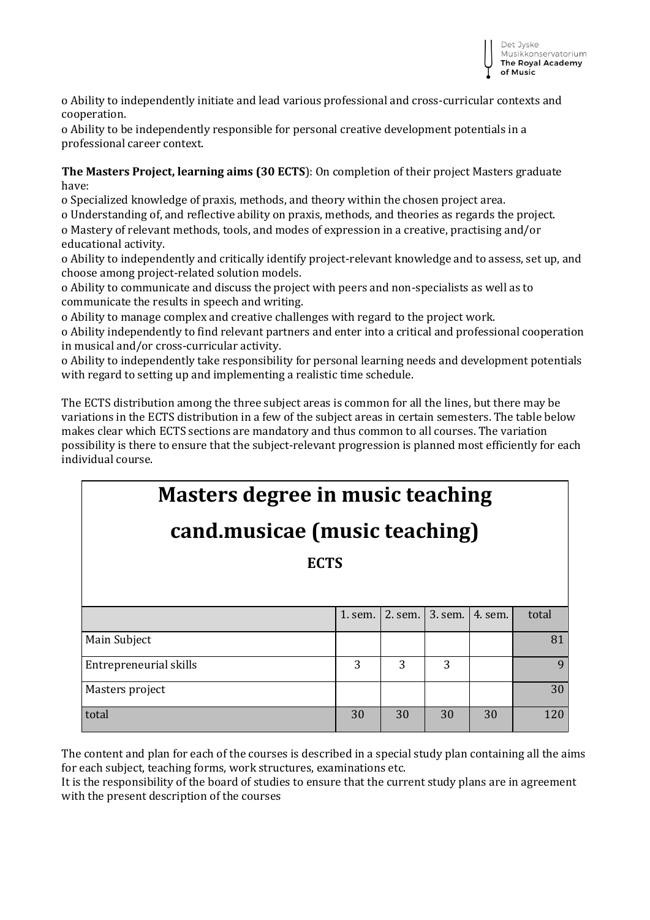o Ability to independently initiate and lead various professional and cross-curricular contexts and cooperation.

o Ability to be independently responsible for personal creative development potentials in a professional career context.

**The Masters Project, learning aims (30 ECTS**): On completion of their project Masters graduate have:

o Specialized knowledge of praxis, methods, and theory within the chosen project area.

o Understanding of, and reflective ability on praxis, methods, and theories as regards the project.

o Mastery of relevant methods, tools, and modes of expression in a creative, practising and/or educational activity.

o Ability to independently and critically identify project-relevant knowledge and to assess, set up, and choose among project-related solution models.

o Ability to communicate and discuss the project with peers and non-specialists as well as to communicate the results in speech and writing.

o Ability to manage complex and creative challenges with regard to the project work.

o Ability independently to find relevant partners and enter into a critical and professional cooperation in musical and/or cross-curricular activity.

o Ability to independently take responsibility for personal learning needs and development potentials with regard to setting up and implementing a realistic time schedule.

The ECTS distribution among the three subject areas is common for all the lines, but there may be variations in the ECTS distribution in a few of the subject areas in certain semesters. The table below makes clear which ECTS sections are mandatory and thus common to all courses. The variation possibility is there to ensure that the subject-relevant progression is planned most efficiently for each individual course.

**Masters degree in music teaching**

**cand.musicae (music teaching)**

**ECTS**

| | 1. sem. | 2. sem. | 3. sem. | 4. sem. | total |
|---|---|---|---|---|---|
| Main Subject | | | | | 81 |
| Entrepreneurial skills | 3 | 3 | 3 | | 9 |
| Masters project | | | | | 30 |
| total | 30 | 30 | 30 | 30 | 120 |

The content and plan for each of the courses is described in a special study plan containing all the aims for each subject, teaching forms, work structures, examinations etc.

It is the responsibility of the board of studies to ensure that the current study plans are in agreement with the present description of the courses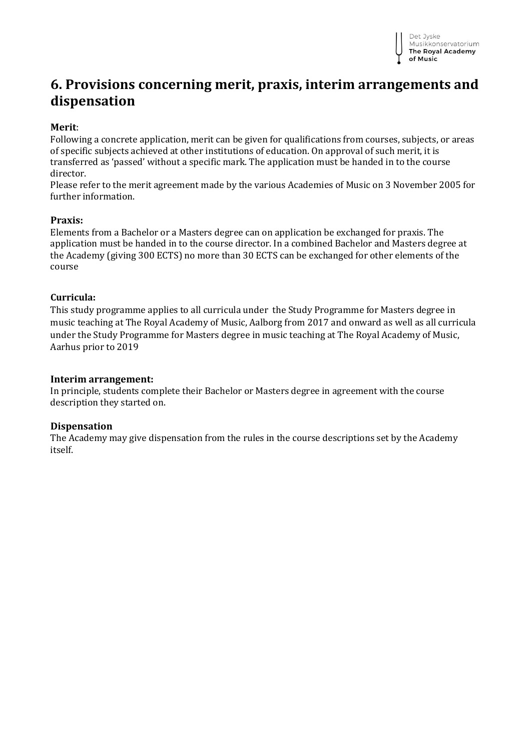# 6. Provisions concerning merit, praxis, interim arrangements and dispensation

**Merit**:
Following a concrete application, merit can be given for qualifications from courses, subjects, or areas of specific subjects achieved at other institutions of education. On approval of such merit, it is transferred as 'passed' without a specific mark. The application must be handed in to the course director.
Please refer to the merit agreement made by the various Academies of Music on 3 November 2005 for further information.

**Praxis:**
Elements from a Bachelor or a Masters degree can on application be exchanged for praxis. The application must be handed in to the course director. In a combined Bachelor and Masters degree at the Academy (giving 300 ECTS) no more than 30 ECTS can be exchanged for other elements of the course

**Curricula:**
This study programme applies to all curricula under the Study Programme for Masters degree in music teaching at The Royal Academy of Music, Aalborg from 2017 and onward as well as all curricula under the Study Programme for Masters degree in music teaching at The Royal Academy of Music, Aarhus prior to 2019

**Interim arrangement:**
In principle, students complete their Bachelor or Masters degree in agreement with the course description they started on.

**Dispensation**
The Academy may give dispensation from the rules in the course descriptions set by the Academy itself.